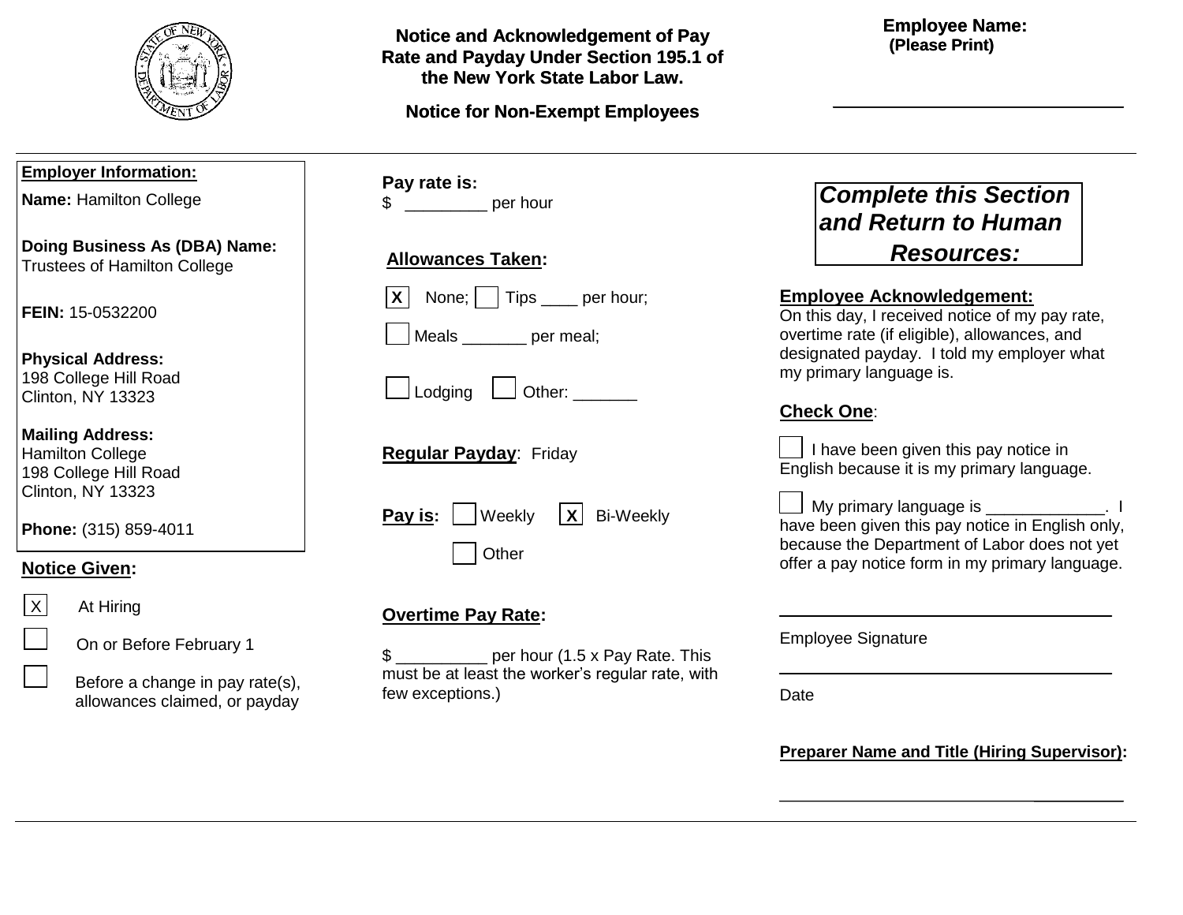# Notice and Acknowledgement of Pay Rate and Payday Under Section 195.1 of the New York State Labor Law.

## Notice for Non-Exempt Employees

**Employee Name:**
**(Please Print)**

\_\_\_\_\_\_\_\_\_\_\_\_\_\_\_\_\_\_\_\_\_\_\_\_\_\_\_\_\_\_

**Employer Information:**

**Name:** Hamilton College

**Doing Business As (DBA) Name:**
Trustees of Hamilton College

**FEIN:** 15-0532200

**Physical Address:**
198 College Hill Road
Clinton, NY 13323

**Mailing Address:**
Hamilton College
198 College Hill Road
Clinton, NY 13323

**Phone:** (315) 859-4011

**Notice Given:**

- [X] At Hiring
- [ ] On or Before February 1
- [ ] Before a change in pay rate(s), allowances claimed, or payday

**Pay rate is:**
$ \_\_\_\_\_\_\_\_\_ per hour

**Allowances Taken:**

- [X] None; [ ] Tips \_\_\_\_ per hour;
- [ ] Meals \_\_\_\_\_\_\_ per meal;
- [ ] Lodging [ ] Other: \_\_\_\_\_\_\_

**Regular Payday**: Friday

**Pay is:** [ ] Weekly [X] Bi-Weekly [ ] Other

**Overtime Pay Rate:**

$ \_\_\_\_\_\_\_\_\_\_ per hour (1.5 x Pay Rate. This must be at least the worker's regular rate, with few exceptions.)

***Complete this Section and Return to Human Resources:***

**Employee Acknowledgement:**
On this day, I received notice of my pay rate, overtime rate (if eligible), allowances, and designated payday. I told my employer what my primary language is.

**Check One**:

- [ ] I have been given this pay notice in English because it is my primary language.
- [ ] My primary language is \_\_\_\_\_\_\_\_\_\_\_\_\_. I have been given this pay notice in English only, because the Department of Labor does not yet offer a pay notice form in my primary language.

\_\_\_\_\_\_\_\_\_\_\_\_\_\_\_\_\_\_\_\_\_\_\_\_\_\_\_\_\_\_\_\_\_\_\_\_
Employee Signature

\_\_\_\_\_\_\_\_\_\_\_\_\_\_\_\_\_\_\_\_\_\_\_\_\_\_\_\_\_\_\_\_\_\_\_\_
Date

**Preparer Name and Title (Hiring Supervisor):**

\_\_\_\_\_\_\_\_\_\_\_\_\_\_\_\_\_\_\_\_\_\_\_\_\_\_\_\_\_\_\_\_\_\_\_\_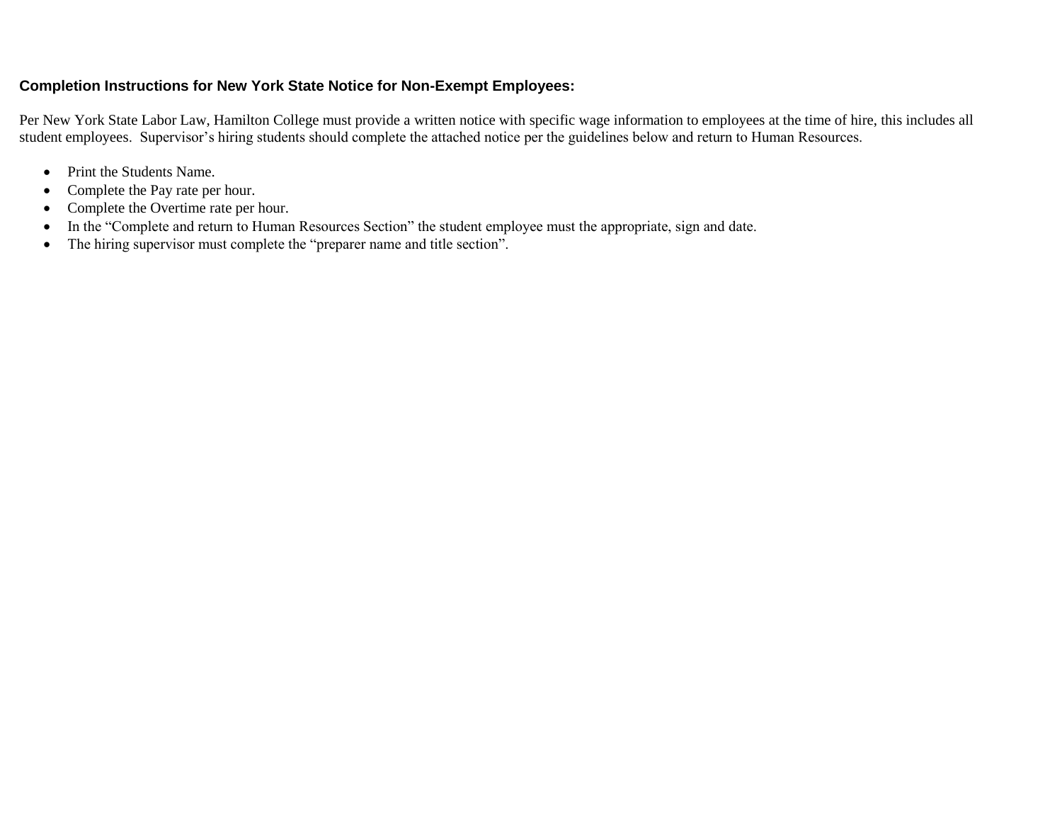**Completion Instructions for New York State Notice for Non-Exempt Employees:**

Per New York State Labor Law, Hamilton College must provide a written notice with specific wage information to employees at the time of hire, this includes all student employees. Supervisor's hiring students should complete the attached notice per the guidelines below and return to Human Resources.

- Print the Students Name.
- Complete the Pay rate per hour.
- Complete the Overtime rate per hour.
- In the "Complete and return to Human Resources Section" the student employee must the appropriate, sign and date.
- The hiring supervisor must complete the "preparer name and title section".